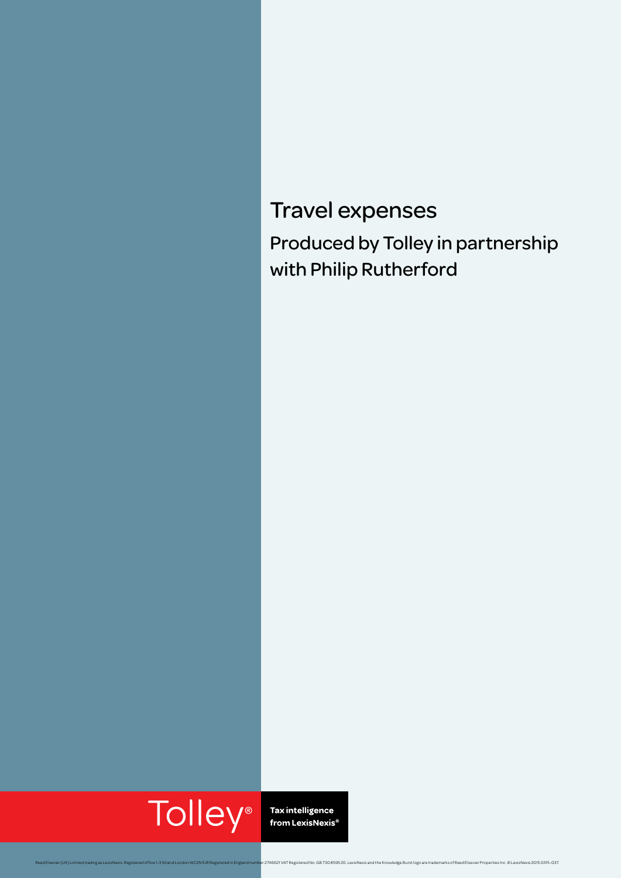# Travel expenses

## Produced by Tolley in partnership with Philip Rutherford

Tolley®

**Tax intelligence from LexisNexis®**

Reed Elsevier (UK) Limited trading as LexisNexis. Registered office 1-3 Strand London WC2N 5JR Registered in England number 2746621 VAT Registered No. GB 730 8595 20. LexisNexis and the Knowledge Burst logo are trademarks of Reed Elsevier Properties Inc. © LexisNexis 2015 0315-037.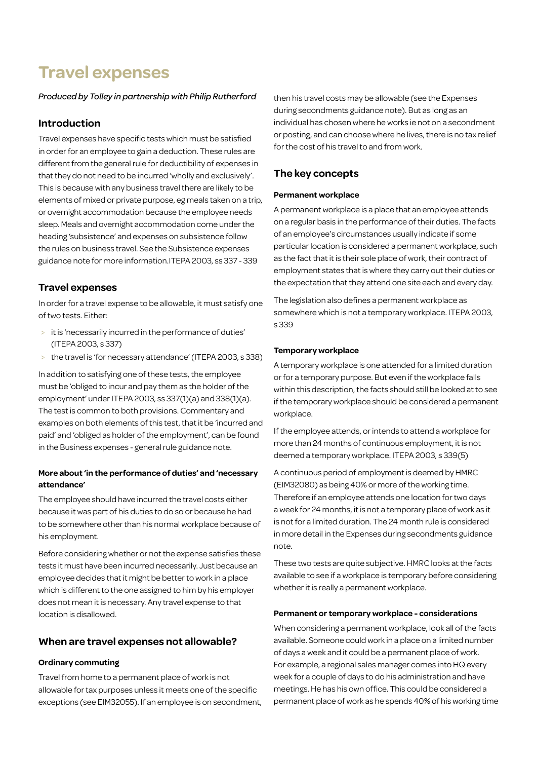# Travel expenses

*Produced by Tolley in partnership with Philip Rutherford*

## Introduction

Travel expenses have specific tests which must be satisfied in order for an employee to gain a deduction. These rules are different from the general rule for deductibility of expenses in that they do not need to be incurred 'wholly and exclusively'. This is because with any business travel there are likely to be elements of mixed or private purpose, eg meals taken on a trip, or overnight accommodation because the employee needs sleep. Meals and overnight accommodation come under the heading 'subsistence' and expenses on subsistence follow the rules on business travel. See the Subsistence expenses guidance note for more information.ITEPA 2003, ss 337 - 339

## Travel expenses

In order for a travel expense to be allowable, it must satisfy one of two tests. Either:

- it is 'necessarily incurred in the performance of duties' (ITEPA 2003, s 337)
- the travel is 'for necessary attendance' (ITEPA 2003, s 338)

In addition to satisfying one of these tests, the employee must be 'obliged to incur and pay them as the holder of the employment' under ITEPA 2003, ss 337(1)(a) and 338(1)(a). The test is common to both provisions. Commentary and examples on both elements of this test, that it be 'incurred and paid' and 'obliged as holder of the employment', can be found in the Business expenses - general rule guidance note.

#### More about 'in the performance of duties' and 'necessary attendance'

The employee should have incurred the travel costs either because it was part of his duties to do so or because he had to be somewhere other than his normal workplace because of his employment.

Before considering whether or not the expense satisfies these tests it must have been incurred necessarily. Just because an employee decides that it might be better to work in a place which is different to the one assigned to him by his employer does not mean it is necessary. Any travel expense to that location is disallowed.

## When are travel expenses not allowable?

### Ordinary commuting

Travel from home to a permanent place of work is not allowable for tax purposes unless it meets one of the specific exceptions (see EIM32055). If an employee is on secondment, then his travel costs may be allowable (see the Expenses during secondments guidance note). But as long as an individual has chosen where he works ie not on a secondment or posting, and can choose where he lives, there is no tax relief for the cost of his travel to and from work.

## The key concepts

#### Permanent workplace

A permanent workplace is a place that an employee attends on a regular basis in the performance of their duties. The facts of an employee's circumstances usually indicate if some particular location is considered a permanent workplace, such as the fact that it is their sole place of work, their contract of employment states that is where they carry out their duties or the expectation that they attend one site each and every day.

The legislation also defines a permanent workplace as somewhere which is not a temporary workplace. ITEPA 2003, s 339

#### Temporary workplace

A temporary workplace is one attended for a limited duration or for a temporary purpose. But even if the workplace falls within this description, the facts should still be looked at to see if the temporary workplace should be considered a permanent workplace.

If the employee attends, or intends to attend a workplace for more than 24 months of continuous employment, it is not deemed a temporary workplace. ITEPA 2003, s 339(5)

A continuous period of employment is deemed by HMRC (EIM32080) as being 40% or more of the working time. Therefore if an employee attends one location for two days a week for 24 months, it is not a temporary place of work as it is not for a limited duration. The 24 month rule is considered in more detail in the Expenses during secondments guidance note.

These two tests are quite subjective. HMRC looks at the facts available to see if a workplace is temporary before considering whether it is really a permanent workplace.

#### Permanent or temporary workplace - considerations

When considering a permanent workplace, look all of the facts available. Someone could work in a place on a limited number of days a week and it could be a permanent place of work. For example, a regional sales manager comes into HQ every week for a couple of days to do his administration and have meetings. He has his own office. This could be considered a permanent place of work as he spends 40% of his working time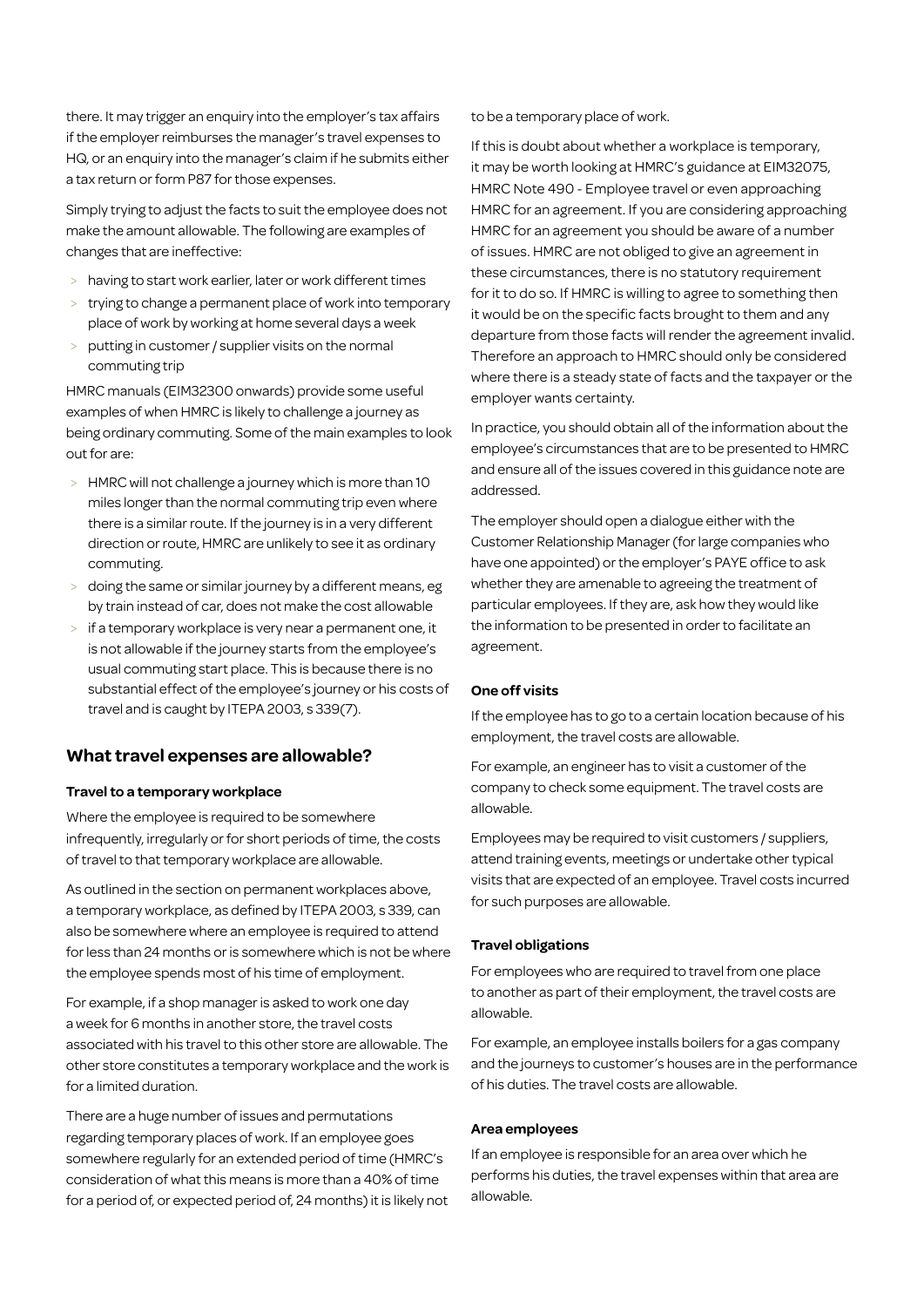there. It may trigger an enquiry into the employer's tax affairs if the employer reimburses the manager's travel expenses to HQ, or an enquiry into the manager's claim if he submits either a tax return or form P87 for those expenses.

Simply trying to adjust the facts to suit the employee does not make the amount allowable. The following are examples of changes that are ineffective:

- having to start work earlier, later or work different times
- trying to change a permanent place of work into temporary place of work by working at home several days a week
- putting in customer / supplier visits on the normal commuting trip

HMRC manuals (EIM32300 onwards) provide some useful examples of when HMRC is likely to challenge a journey as being ordinary commuting. Some of the main examples to look out for are:

- HMRC will not challenge a journey which is more than 10 miles longer than the normal commuting trip even where there is a similar route. If the journey is in a very different direction or route, HMRC are unlikely to see it as ordinary commuting.
- doing the same or similar journey by a different means, eg by train instead of car, does not make the cost allowable
- if a temporary workplace is very near a permanent one, it is not allowable if the journey starts from the employee's usual commuting start place. This is because there is no substantial effect of the employee's journey or his costs of travel and is caught by ITEPA 2003, s 339(7).

## What travel expenses are allowable?

### Travel to a temporary workplace

Where the employee is required to be somewhere infrequently, irregularly or for short periods of time, the costs of travel to that temporary workplace are allowable.

As outlined in the section on permanent workplaces above, a temporary workplace, as defined by ITEPA 2003, s 339, can also be somewhere where an employee is required to attend for less than 24 months or is somewhere which is not be where the employee spends most of his time of employment.

For example, if a shop manager is asked to work one day a week for 6 months in another store, the travel costs associated with his travel to this other store are allowable. The other store constitutes a temporary workplace and the work is for a limited duration.

There are a huge number of issues and permutations regarding temporary places of work. If an employee goes somewhere regularly for an extended period of time (HMRC's consideration of what this means is more than a 40% of time for a period of, or expected period of, 24 months) it is likely not to be a temporary place of work.

If this is doubt about whether a workplace is temporary, it may be worth looking at HMRC's guidance at EIM32075, HMRC Note 490 - Employee travel or even approaching HMRC for an agreement. If you are considering approaching HMRC for an agreement you should be aware of a number of issues. HMRC are not obliged to give an agreement in these circumstances, there is no statutory requirement for it to do so. If HMRC is willing to agree to something then it would be on the specific facts brought to them and any departure from those facts will render the agreement invalid. Therefore an approach to HMRC should only be considered where there is a steady state of facts and the taxpayer or the employer wants certainty.

In practice, you should obtain all of the information about the employee's circumstances that are to be presented to HMRC and ensure all of the issues covered in this guidance note are addressed.

The employer should open a dialogue either with the Customer Relationship Manager (for large companies who have one appointed) or the employer's PAYE office to ask whether they are amenable to agreeing the treatment of particular employees. If they are, ask how they would like the information to be presented in order to facilitate an agreement.

### One off visits

If the employee has to go to a certain location because of his employment, the travel costs are allowable.

For example, an engineer has to visit a customer of the company to check some equipment. The travel costs are allowable.

Employees may be required to visit customers / suppliers, attend training events, meetings or undertake other typical visits that are expected of an employee. Travel costs incurred for such purposes are allowable.

### Travel obligations

For employees who are required to travel from one place to another as part of their employment, the travel costs are allowable.

For example, an employee installs boilers for a gas company and the journeys to customer's houses are in the performance of his duties. The travel costs are allowable.

### Area employees

If an employee is responsible for an area over which he performs his duties, the travel expenses within that area are allowable.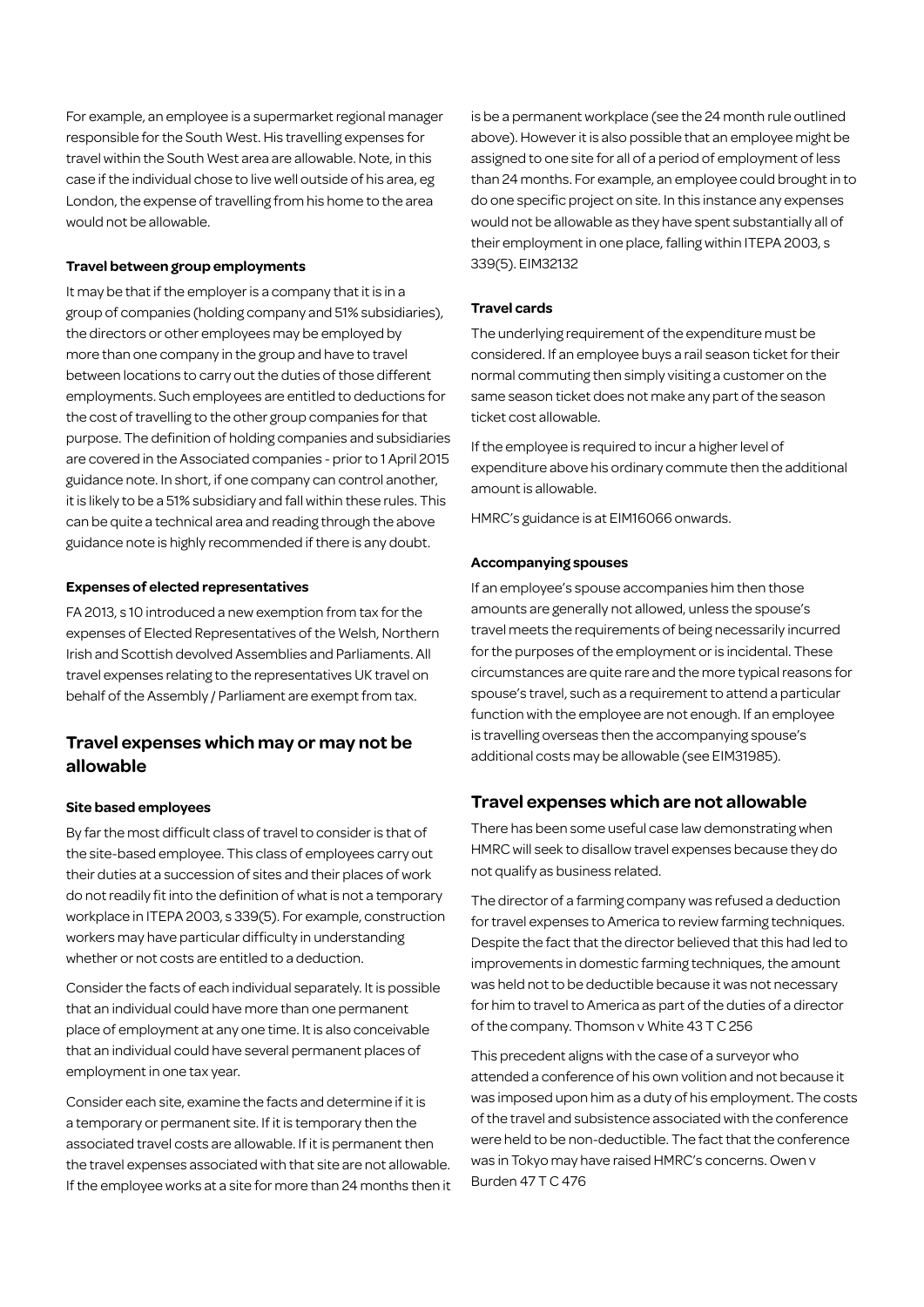For example, an employee is a supermarket regional manager responsible for the South West. His travelling expenses for travel within the South West area are allowable. Note, in this case if the individual chose to live well outside of his area, eg London, the expense of travelling from his home to the area would not be allowable.

#### Travel between group employments

It may be that if the employer is a company that it is in a group of companies (holding company and 51% subsidiaries), the directors or other employees may be employed by more than one company in the group and have to travel between locations to carry out the duties of those different employments. Such employees are entitled to deductions for the cost of travelling to the other group companies for that purpose. The definition of holding companies and subsidiaries are covered in the Associated companies - prior to 1 April 2015 guidance note. In short, if one company can control another, it is likely to be a 51% subsidiary and fall within these rules. This can be quite a technical area and reading through the above guidance note is highly recommended if there is any doubt.

#### Expenses of elected representatives

FA 2013, s 10 introduced a new exemption from tax for the expenses of Elected Representatives of the Welsh, Northern Irish and Scottish devolved Assemblies and Parliaments. All travel expenses relating to the representatives UK travel on behalf of the Assembly / Parliament are exempt from tax.

## Travel expenses which may or may not be allowable

#### Site based employees

By far the most difficult class of travel to consider is that of the site-based employee. This class of employees carry out their duties at a succession of sites and their places of work do not readily fit into the definition of what is not a temporary workplace in ITEPA 2003, s 339(5). For example, construction workers may have particular difficulty in understanding whether or not costs are entitled to a deduction.

Consider the facts of each individual separately. It is possible that an individual could have more than one permanent place of employment at any one time. It is also conceivable that an individual could have several permanent places of employment in one tax year.

Consider each site, examine the facts and determine if it is a temporary or permanent site. If it is temporary then the associated travel costs are allowable. If it is permanent then the travel expenses associated with that site are not allowable. If the employee works at a site for more than 24 months then it is be a permanent workplace (see the 24 month rule outlined above). However it is also possible that an employee might be assigned to one site for all of a period of employment of less than 24 months. For example, an employee could brought in to do one specific project on site. In this instance any expenses would not be allowable as they have spent substantially all of their employment in one place, falling within ITEPA 2003, s 339(5). EIM32132

#### Travel cards

The underlying requirement of the expenditure must be considered. If an employee buys a rail season ticket for their normal commuting then simply visiting a customer on the same season ticket does not make any part of the season ticket cost allowable.

If the employee is required to incur a higher level of expenditure above his ordinary commute then the additional amount is allowable.

HMRC's guidance is at EIM16066 onwards.

#### Accompanying spouses

If an employee's spouse accompanies him then those amounts are generally not allowed, unless the spouse's travel meets the requirements of being necessarily incurred for the purposes of the employment or is incidental. These circumstances are quite rare and the more typical reasons for spouse's travel, such as a requirement to attend a particular function with the employee are not enough. If an employee is travelling overseas then the accompanying spouse's additional costs may be allowable (see EIM31985).

## Travel expenses which are not allowable

There has been some useful case law demonstrating when HMRC will seek to disallow travel expenses because they do not qualify as business related.

The director of a farming company was refused a deduction for travel expenses to America to review farming techniques. Despite the fact that the director believed that this had led to improvements in domestic farming techniques, the amount was held not to be deductible because it was not necessary for him to travel to America as part of the duties of a director of the company. Thomson v White 43 T C 256

This precedent aligns with the case of a surveyor who attended a conference of his own volition and not because it was imposed upon him as a duty of his employment. The costs of the travel and subsistence associated with the conference were held to be non-deductible. The fact that the conference was in Tokyo may have raised HMRC's concerns. Owen v Burden 47 T C 476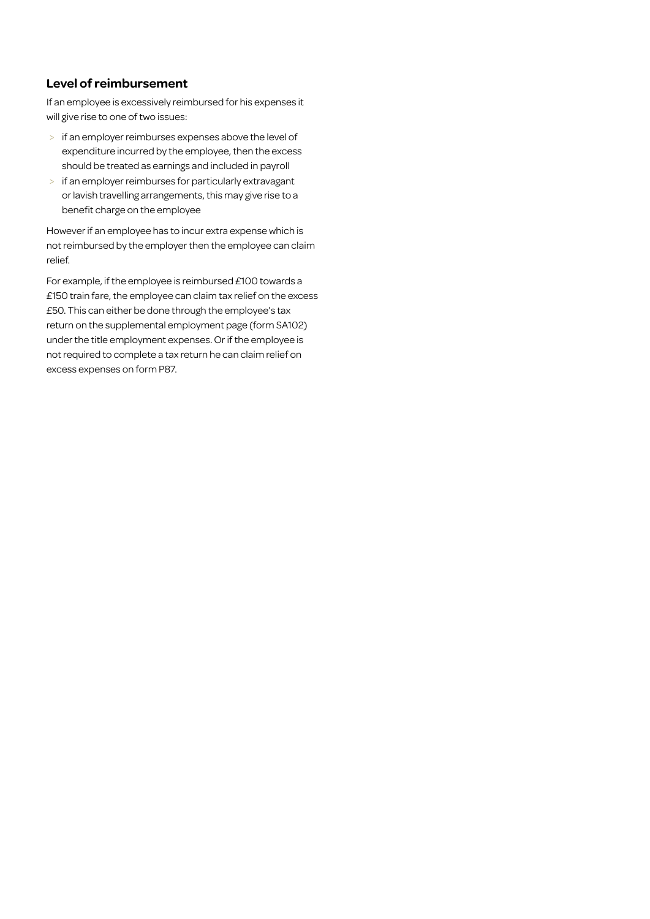## Level of reimbursement

If an employee is excessively reimbursed for his expenses it will give rise to one of two issues:

- if an employer reimburses expenses above the level of expenditure incurred by the employee, then the excess should be treated as earnings and included in payroll
- if an employer reimburses for particularly extravagant or lavish travelling arrangements, this may give rise to a benefit charge on the employee

However if an employee has to incur extra expense which is not reimbursed by the employer then the employee can claim relief.

For example, if the employee is reimbursed £100 towards a £150 train fare, the employee can claim tax relief on the excess £50. This can either be done through the employee's tax return on the supplemental employment page (form SA102) under the title employment expenses. Or if the employee is not required to complete a tax return he can claim relief on excess expenses on form P87.